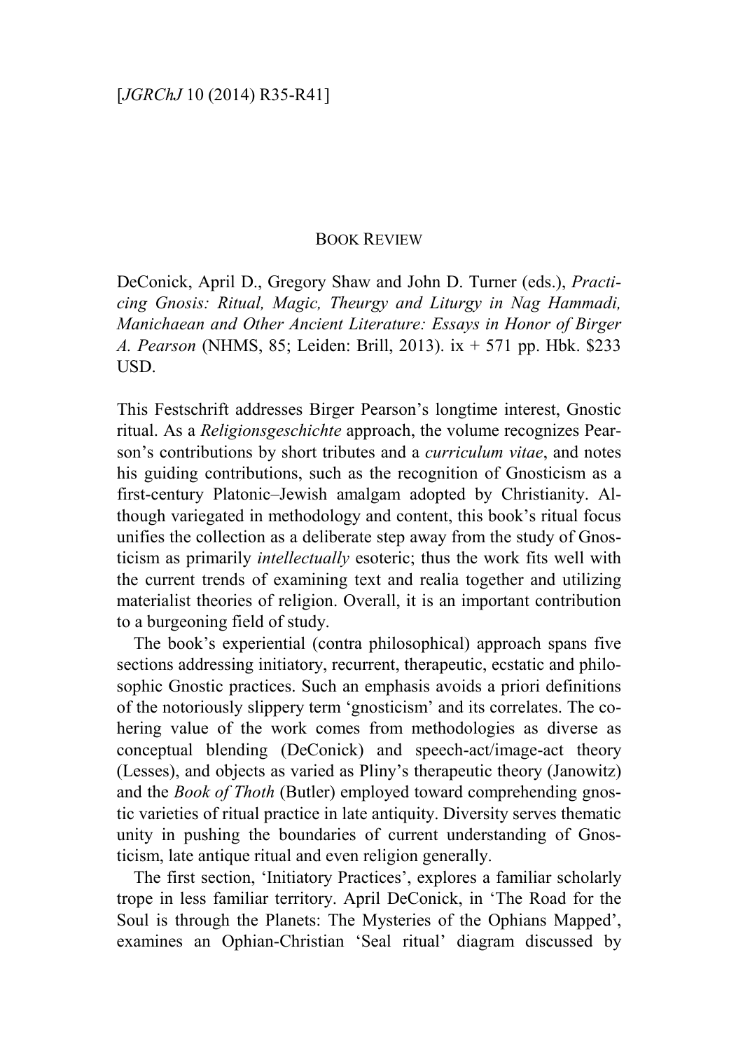BOOK REVIEW

DeConick, April D., Gregory Shaw and John D. Turner (eds.), *Practicing Gnosis: Ritual, Magic, Theurgy and Liturgy in Nag Hammadi, Manichaean and Other Ancient Literature: Essays in Honor of Birger A. Pearson* (NHMS, 85; Leiden: Brill, 2013). ix + 571 pp. Hbk. $233 USD.

This Festschrift addresses Birger Pearson's longtime interest, Gnostic ritual. As a *Religionsgeschichte* approach, the volume recognizes Pearson's contributions by short tributes and a *curriculum vitae*, and notes his guiding contributions, such as the recognition of Gnosticism as a first-century Platonic–Jewish amalgam adopted by Christianity. Although variegated in methodology and content, this book's ritual focus unifies the collection as a deliberate step away from the study of Gnosticism as primarily *intellectually* esoteric; thus the work fits well with the current trends of examining text and realia together and utilizing materialist theories of religion. Overall, it is an important contribution to a burgeoning field of study.

The book's experiential (contra philosophical) approach spans five sections addressing initiatory, recurrent, therapeutic, ecstatic and philosophic Gnostic practices. Such an emphasis avoids a priori definitions of the notoriously slippery term 'gnosticism' and its correlates. The cohering value of the work comes from methodologies as diverse as conceptual blending (DeConick) and speech-act/image-act theory (Lesses), and objects as varied as Pliny's therapeutic theory (Janowitz) and the *Book of Thoth* (Butler) employed toward comprehending gnostic varieties of ritual practice in late antiquity. Diversity serves thematic unity in pushing the boundaries of current understanding of Gnosticism, late antique ritual and even religion generally.

The first section, 'Initiatory Practices', explores a familiar scholarly trope in less familiar territory. April DeConick, in 'The Road for the Soul is through the Planets: The Mysteries of the Ophians Mapped', examines an Ophian-Christian 'Seal ritual' diagram discussed by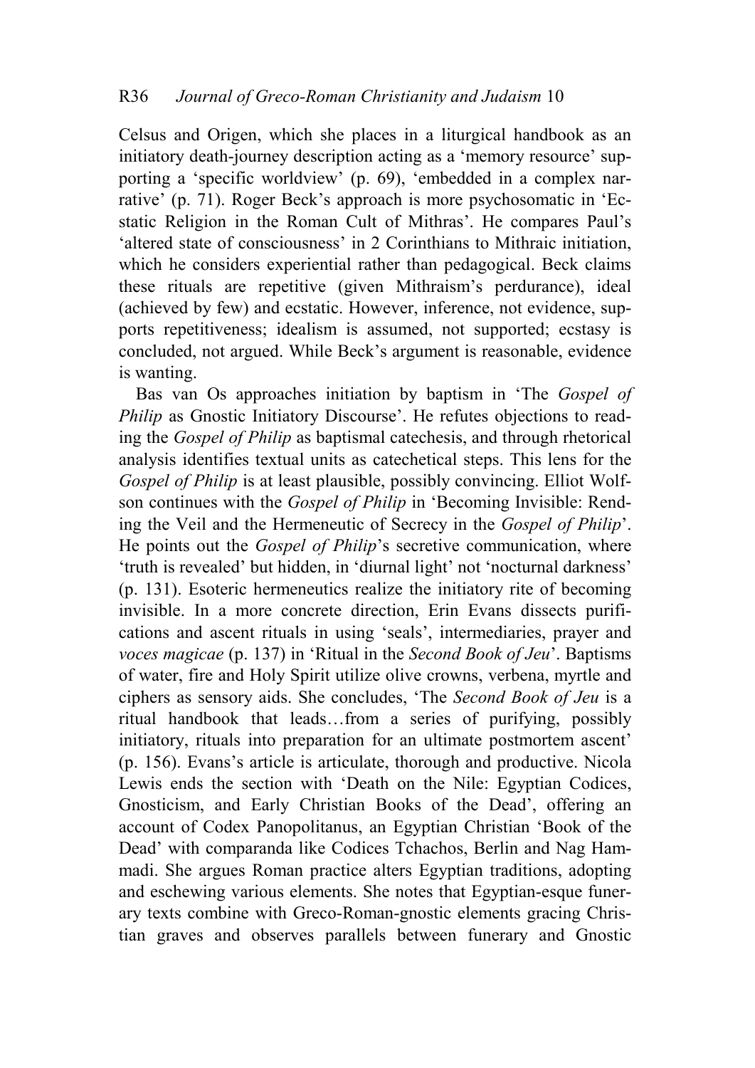Celsus and Origen, which she places in a liturgical handbook as an initiatory death-journey description acting as a 'memory resource' supporting a 'specific worldview' (p. 69), 'embedded in a complex narrative' (p. 71). Roger Beck's approach is more psychosomatic in 'Ecstatic Religion in the Roman Cult of Mithras'. He compares Paul's 'altered state of consciousness' in 2 Corinthians to Mithraic initiation, which he considers experiential rather than pedagogical. Beck claims these rituals are repetitive (given Mithraism's perdurance), ideal (achieved by few) and ecstatic. However, inference, not evidence, supports repetitiveness; idealism is assumed, not supported; ecstasy is concluded, not argued. While Beck's argument is reasonable, evidence is wanting.

Bas van Os approaches initiation by baptism in 'The *Gospel of Philip* as Gnostic Initiatory Discourse'. He refutes objections to reading the *Gospel of Philip* as baptismal catechesis, and through rhetorical analysis identifies textual units as catechetical steps. This lens for the *Gospel of Philip* is at least plausible, possibly convincing. Elliot Wolfson continues with the *Gospel of Philip* in 'Becoming Invisible: Rending the Veil and the Hermeneutic of Secrecy in the *Gospel of Philip*'. He points out the *Gospel of Philip*'s secretive communication, where 'truth is revealed' but hidden, in 'diurnal light' not 'nocturnal darkness' (p. 131). Esoteric hermeneutics realize the initiatory rite of becoming invisible. In a more concrete direction, Erin Evans dissects purifications and ascent rituals in using 'seals', intermediaries, prayer and *voces magicae* (p. 137) in 'Ritual in the *Second Book of Jeu*'. Baptisms of water, fire and Holy Spirit utilize olive crowns, verbena, myrtle and ciphers as sensory aids. She concludes, 'The *Second Book of Jeu* is a ritual handbook that leads…from a series of purifying, possibly initiatory, rituals into preparation for an ultimate postmortem ascent' (p. 156). Evans's article is articulate, thorough and productive. Nicola Lewis ends the section with 'Death on the Nile: Egyptian Codices, Gnosticism, and Early Christian Books of the Dead', offering an account of Codex Panopolitanus, an Egyptian Christian 'Book of the Dead' with comparanda like Codices Tchachos, Berlin and Nag Hammadi. She argues Roman practice alters Egyptian traditions, adopting and eschewing various elements. She notes that Egyptian-esque funerary texts combine with Greco-Roman-gnostic elements gracing Christian graves and observes parallels between funerary and Gnostic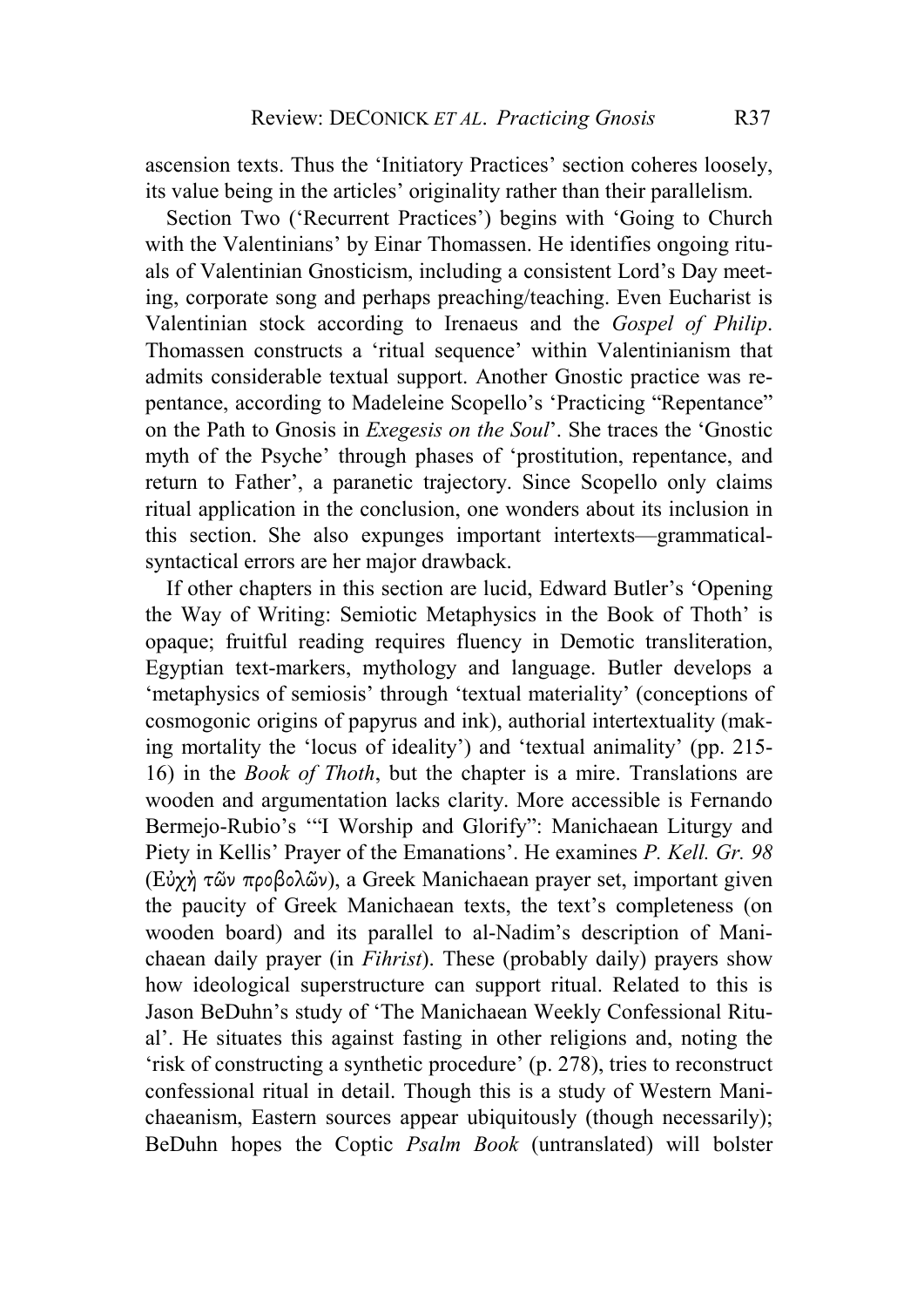ascension texts. Thus the 'Initiatory Practices' section coheres loosely, its value being in the articles' originality rather than their parallelism.

Section Two ('Recurrent Practices') begins with 'Going to Church with the Valentinians' by Einar Thomassen. He identifies ongoing rituals of Valentinian Gnosticism, including a consistent Lord's Day meeting, corporate song and perhaps preaching/teaching. Even Eucharist is Valentinian stock according to Irenaeus and the *Gospel of Philip*. Thomassen constructs a 'ritual sequence' within Valentinianism that admits considerable textual support. Another Gnostic practice was repentance, according to Madeleine Scopello's 'Practicing "Repentance" on the Path to Gnosis in *Exegesis on the Soul*'. She traces the 'Gnostic myth of the Psyche' through phases of 'prostitution, repentance, and return to Father', a paranetic trajectory. Since Scopello only claims ritual application in the conclusion, one wonders about its inclusion in this section. She also expunges important intertexts—grammatical-syntactical errors are her major drawback.

If other chapters in this section are lucid, Edward Butler's 'Opening the Way of Writing: Semiotic Metaphysics in the Book of Thoth' is opaque; fruitful reading requires fluency in Demotic transliteration, Egyptian text-markers, mythology and language. Butler develops a 'metaphysics of semiosis' through 'textual materiality' (conceptions of cosmogonic origins of papyrus and ink), authorial intertextuality (making mortality the 'locus of ideality') and 'textual animality' (pp. 215-16) in the *Book of Thoth*, but the chapter is a mire. Translations are wooden and argumentation lacks clarity. More accessible is Fernando Bermejo-Rubio's '"I Worship and Glorify": Manichaean Liturgy and Piety in Kellis' Prayer of the Emanations'. He examines *P. Kell. Gr. 98* (*Εὐχὴ τῶν προβολῶν*), a Greek Manichaean prayer set, important given the paucity of Greek Manichaean texts, the text's completeness (on wooden board) and its parallel to al-Nadim's description of Manichaean daily prayer (in *Fihrist*). These (probably daily) prayers show how ideological superstructure can support ritual. Related to this is Jason BeDuhn's study of 'The Manichaean Weekly Confessional Ritual'. He situates this against fasting in other religions and, noting the 'risk of constructing a synthetic procedure' (p. 278), tries to reconstruct confessional ritual in detail. Though this is a study of Western Manichaeanism, Eastern sources appear ubiquitously (though necessarily); BeDuhn hopes the Coptic *Psalm Book* (untranslated) will bolster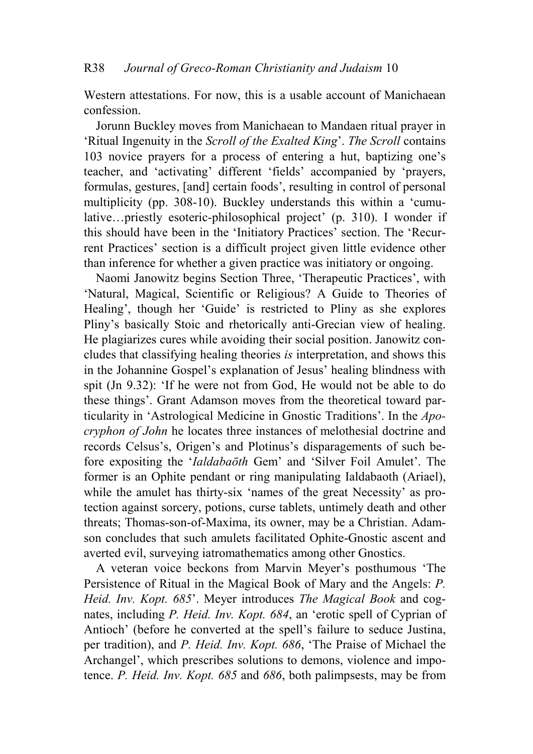Western attestations. For now, this is a usable account of Manichaean confession.

Jorunn Buckley moves from Manichaean to Mandaen ritual prayer in 'Ritual Ingenuity in the *Scroll of the Exalted King*'. *The Scroll* contains 103 novice prayers for a process of entering a hut, baptizing one's teacher, and 'activating' different 'fields' accompanied by 'prayers, formulas, gestures, [and] certain foods', resulting in control of personal multiplicity (pp. 308-10). Buckley understands this within a 'cumulative…priestly esoteric-philosophical project' (p. 310). I wonder if this should have been in the 'Initiatory Practices' section. The 'Recurrent Practices' section is a difficult project given little evidence other than inference for whether a given practice was initiatory or ongoing.

Naomi Janowitz begins Section Three, 'Therapeutic Practices', with 'Natural, Magical, Scientific or Religious? A Guide to Theories of Healing', though her 'Guide' is restricted to Pliny as she explores Pliny's basically Stoic and rhetorically anti-Grecian view of healing. He plagiarizes cures while avoiding their social position. Janowitz concludes that classifying healing theories *is* interpretation, and shows this in the Johannine Gospel's explanation of Jesus' healing blindness with spit (Jn 9.32): 'If he were not from God, He would not be able to do these things'. Grant Adamson moves from the theoretical toward particularity in 'Astrological Medicine in Gnostic Traditions'. In the *Apocryphon of John* he locates three instances of melothesial doctrine and records Celsus's, Origen's and Plotinus's disparagements of such before expositing the '*Ialdabaōth* Gem' and 'Silver Foil Amulet'. The former is an Ophite pendant or ring manipulating Ialdabaoth (Ariael), while the amulet has thirty-six 'names of the great Necessity' as protection against sorcery, potions, curse tablets, untimely death and other threats; Thomas-son-of-Maxima, its owner, may be a Christian. Adamson concludes that such amulets facilitated Ophite-Gnostic ascent and averted evil, surveying iatromathematics among other Gnostics.

A veteran voice beckons from Marvin Meyer's posthumous 'The Persistence of Ritual in the Magical Book of Mary and the Angels: *P. Heid. Inv. Kopt. 685*'. Meyer introduces *The Magical Book* and cognates, including *P. Heid. Inv. Kopt. 684*, an 'erotic spell of Cyprian of Antioch' (before he converted at the spell's failure to seduce Justina, per tradition), and *P. Heid. Inv. Kopt. 686*, 'The Praise of Michael the Archangel', which prescribes solutions to demons, violence and impotence. *P. Heid. Inv. Kopt. 685* and *686*, both palimpsests, may be from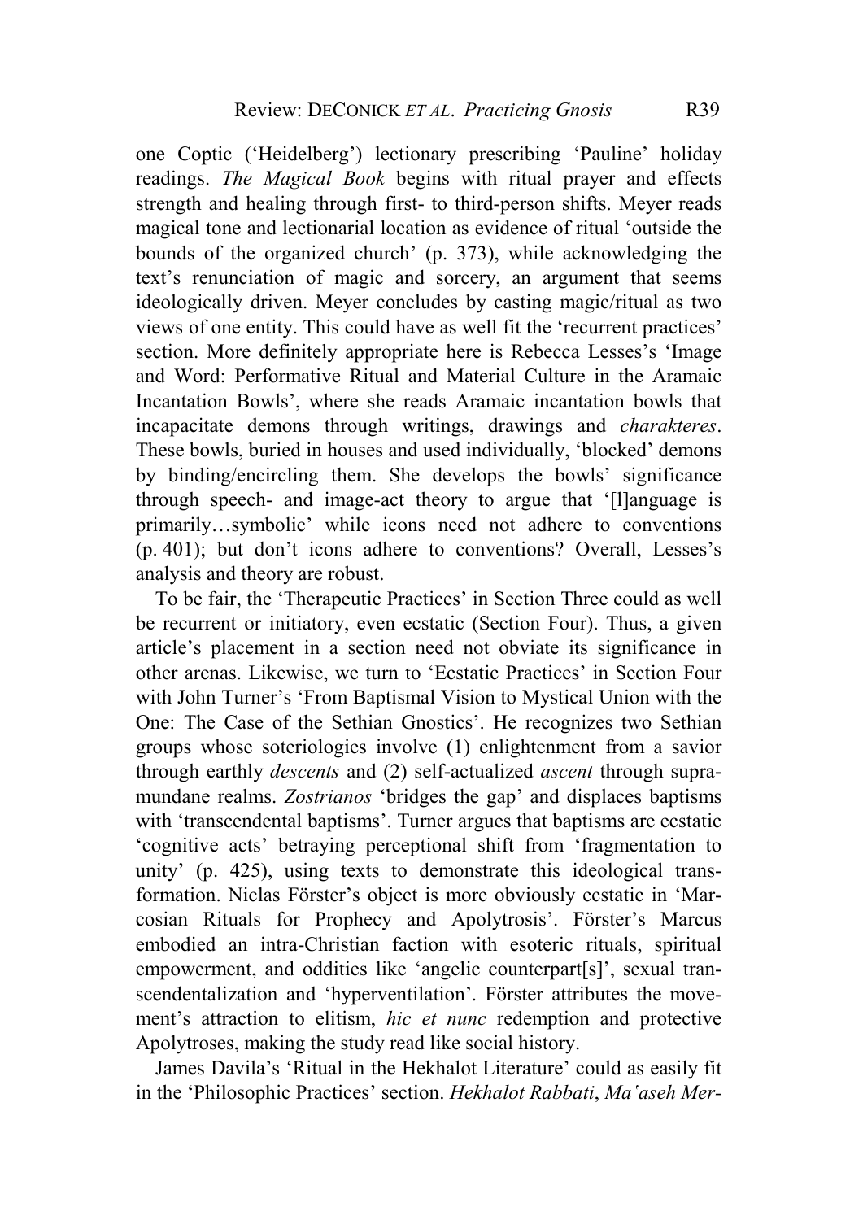one Coptic ('Heidelberg') lectionary prescribing 'Pauline' holiday readings. *The Magical Book* begins with ritual prayer and effects strength and healing through first- to third-person shifts. Meyer reads magical tone and lectionarial location as evidence of ritual 'outside the bounds of the organized church' (p. 373), while acknowledging the text's renunciation of magic and sorcery, an argument that seems ideologically driven. Meyer concludes by casting magic/ritual as two views of one entity. This could have as well fit the 'recurrent practices' section. More definitely appropriate here is Rebecca Lesses's 'Image and Word: Performative Ritual and Material Culture in the Aramaic Incantation Bowls', where she reads Aramaic incantation bowls that incapacitate demons through writings, drawings and *charakteres*. These bowls, buried in houses and used individually, 'blocked' demons by binding/encircling them. She develops the bowls' significance through speech- and image-act theory to argue that '[l]anguage is primarily…symbolic' while icons need not adhere to conventions (p. 401); but don't icons adhere to conventions? Overall, Lesses's analysis and theory are robust.

To be fair, the 'Therapeutic Practices' in Section Three could as well be recurrent or initiatory, even ecstatic (Section Four). Thus, a given article's placement in a section need not obviate its significance in other arenas. Likewise, we turn to 'Ecstatic Practices' in Section Four with John Turner's 'From Baptismal Vision to Mystical Union with the One: The Case of the Sethian Gnostics'. He recognizes two Sethian groups whose soteriologies involve (1) enlightenment from a savior through earthly *descents* and (2) self-actualized *ascent* through supra-mundane realms. *Zostrianos* 'bridges the gap' and displaces baptisms with 'transcendental baptisms'. Turner argues that baptisms are ecstatic 'cognitive acts' betraying perceptional shift from 'fragmentation to unity' (p. 425), using texts to demonstrate this ideological transformation. Niclas Förster's object is more obviously ecstatic in 'Marcosian Rituals for Prophecy and Apolytrosis'. Förster's Marcus embodied an intra-Christian faction with esoteric rituals, spiritual empowerment, and oddities like 'angelic counterpart[s]', sexual transcendentalization and 'hyperventilation'. Förster attributes the movement's attraction to elitism, *hic et nunc* redemption and protective Apolytroses, making the study read like social history.

James Davila's 'Ritual in the Hekhalot Literature' could as easily fit in the 'Philosophic Practices' section. *Hekhalot Rabbati*, *Ma'aseh Mer-*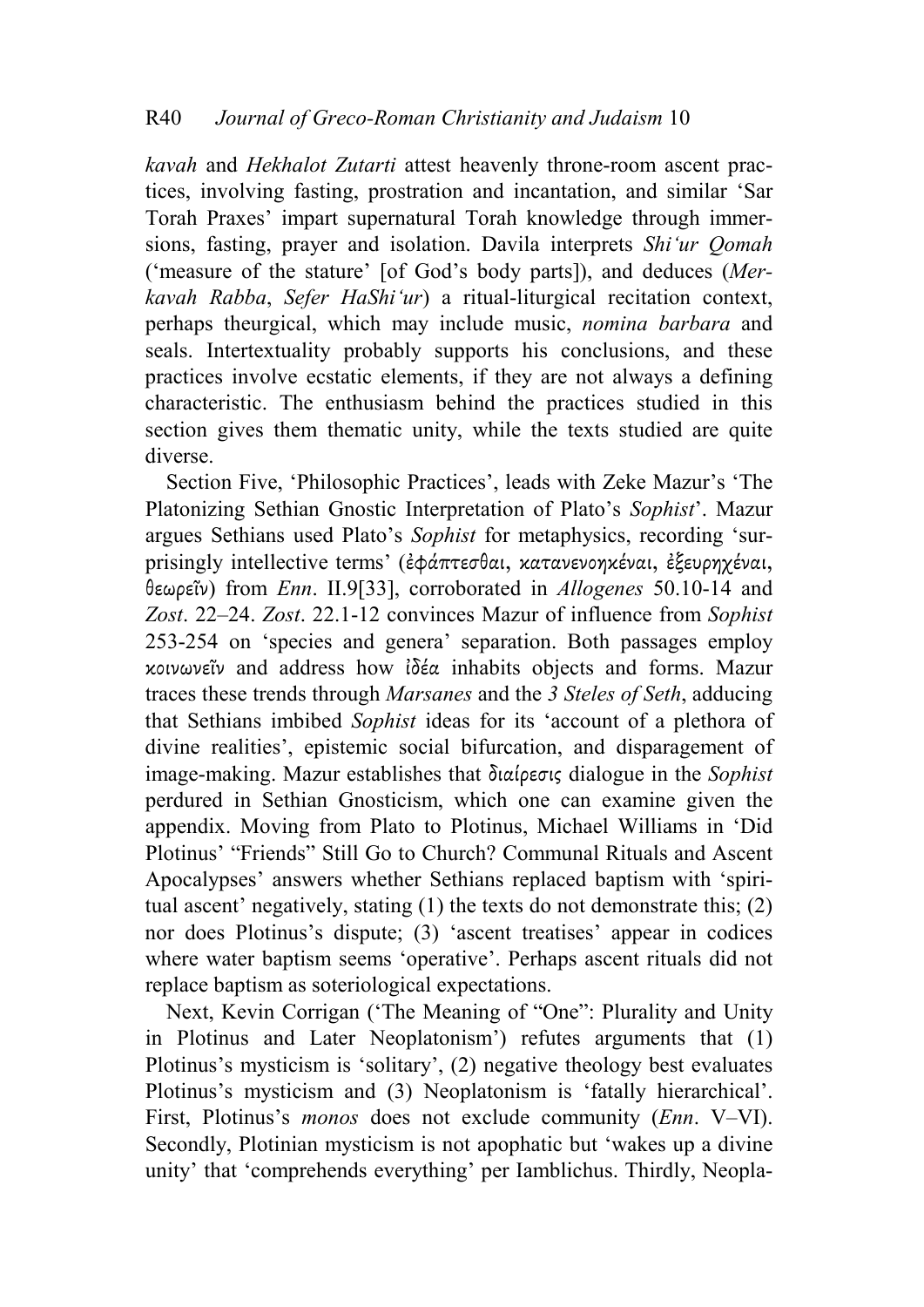*kavah* and *Hekhalot Zutarti* attest heavenly throne-room ascent practices, involving fasting, prostration and incantation, and similar 'Sar Torah Praxes' impart supernatural Torah knowledge through immersions, fasting, prayer and isolation. Davila interprets *Shi'ur Qomah* ('measure of the stature' [of God's body parts]), and deduces (*Merkavah Rabba*, *Sefer HaShi'ur*) a ritual-liturgical recitation context, perhaps theurgical, which may include music, *nomina barbara* and seals. Intertextuality probably supports his conclusions, and these practices involve ecstatic elements, if they are not always a defining characteristic. The enthusiasm behind the practices studied in this section gives them thematic unity, while the texts studied are quite diverse.

Section Five, 'Philosophic Practices', leads with Zeke Mazur's 'The Platonizing Sethian Gnostic Interpretation of Plato's *Sophist*'. Mazur argues Sethians used Plato's *Sophist* for metaphysics, recording 'surprisingly intellective terms' (ἐφάπτεσθαι, κατανενοηκέναι, ἐξευρηχέναι, θεωρεῖν) from *Enn*. II.9[33], corroborated in *Allogenes* 50.10-14 and *Zost*. 22–24. *Zost*. 22.1-12 convinces Mazur of influence from *Sophist* 253-254 on 'species and genera' separation. Both passages employ κοινωνεῖν and address how ἰδέα inhabits objects and forms. Mazur traces these trends through *Marsanes* and the *3 Steles of Seth*, adducing that Sethians imbibed *Sophist* ideas for its 'account of a plethora of divine realities', epistemic social bifurcation, and disparagement of image-making. Mazur establishes that διαίρεσις dialogue in the *Sophist* perdured in Sethian Gnosticism, which one can examine given the appendix. Moving from Plato to Plotinus, Michael Williams in 'Did Plotinus' "Friends" Still Go to Church? Communal Rituals and Ascent Apocalypses' answers whether Sethians replaced baptism with 'spiritual ascent' negatively, stating (1) the texts do not demonstrate this; (2) nor does Plotinus's dispute; (3) 'ascent treatises' appear in codices where water baptism seems 'operative'. Perhaps ascent rituals did not replace baptism as soteriological expectations.

Next, Kevin Corrigan ('The Meaning of "One": Plurality and Unity in Plotinus and Later Neoplatonism') refutes arguments that (1) Plotinus's mysticism is 'solitary', (2) negative theology best evaluates Plotinus's mysticism and (3) Neoplatonism is 'fatally hierarchical'. First, Plotinus's *monos* does not exclude community (*Enn*. V–VI). Secondly, Plotinian mysticism is not apophatic but 'wakes up a divine unity' that 'comprehends everything' per Iamblichus. Thirdly, Neopla-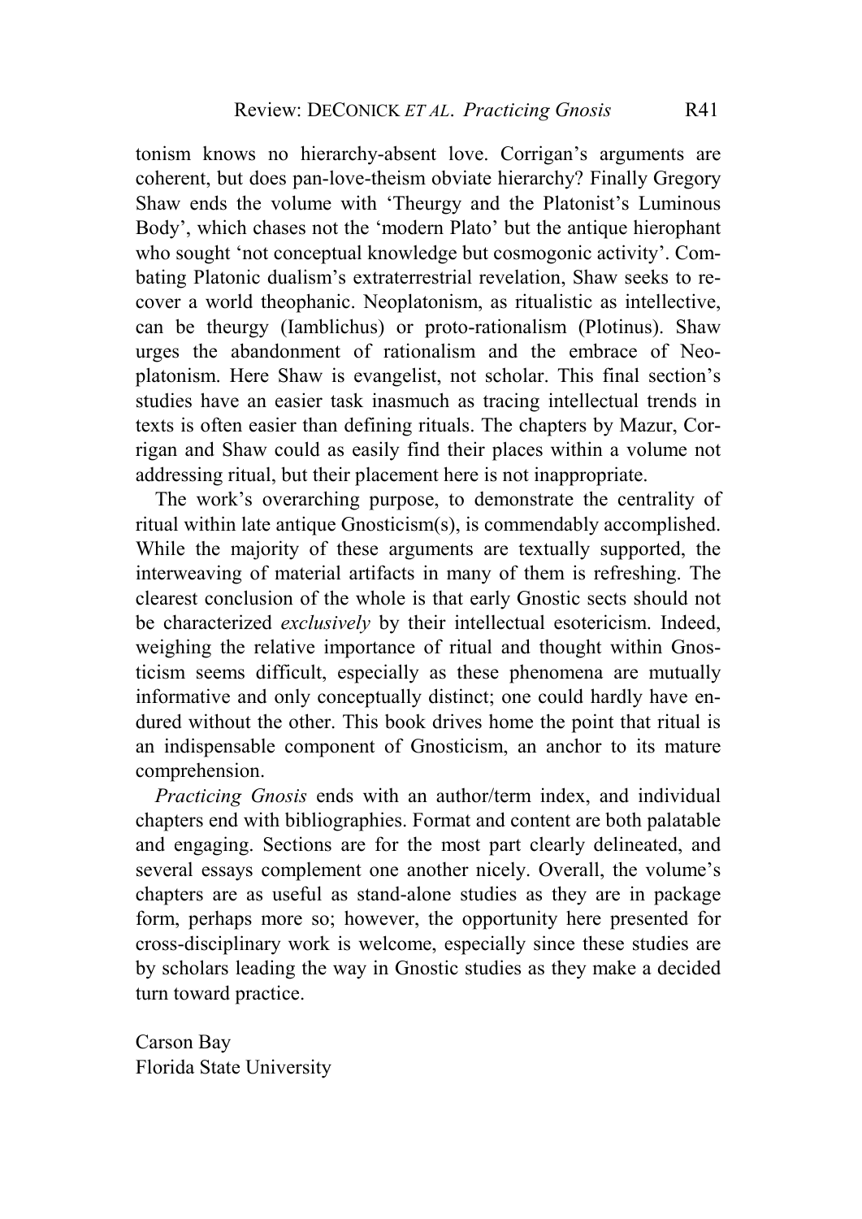tonism knows no hierarchy-absent love. Corrigan's arguments are coherent, but does pan-love-theism obviate hierarchy? Finally Gregory Shaw ends the volume with 'Theurgy and the Platonist's Luminous Body', which chases not the 'modern Plato' but the antique hierophant who sought 'not conceptual knowledge but cosmogonic activity'. Combating Platonic dualism's extraterrestrial revelation, Shaw seeks to recover a world theophanic. Neoplatonism, as ritualistic as intellective, can be theurgy (Iamblichus) or proto-rationalism (Plotinus). Shaw urges the abandonment of rationalism and the embrace of Neoplatonism. Here Shaw is evangelist, not scholar. This final section's studies have an easier task inasmuch as tracing intellectual trends in texts is often easier than defining rituals. The chapters by Mazur, Corrigan and Shaw could as easily find their places within a volume not addressing ritual, but their placement here is not inappropriate.

The work's overarching purpose, to demonstrate the centrality of ritual within late antique Gnosticism(s), is commendably accomplished. While the majority of these arguments are textually supported, the interweaving of material artifacts in many of them is refreshing. The clearest conclusion of the whole is that early Gnostic sects should not be characterized *exclusively* by their intellectual esotericism. Indeed, weighing the relative importance of ritual and thought within Gnosticism seems difficult, especially as these phenomena are mutually informative and only conceptually distinct; one could hardly have endured without the other. This book drives home the point that ritual is an indispensable component of Gnosticism, an anchor to its mature comprehension.

*Practicing Gnosis* ends with an author/term index, and individual chapters end with bibliographies. Format and content are both palatable and engaging. Sections are for the most part clearly delineated, and several essays complement one another nicely. Overall, the volume's chapters are as useful as stand-alone studies as they are in package form, perhaps more so; however, the opportunity here presented for cross-disciplinary work is welcome, especially since these studies are by scholars leading the way in Gnostic studies as they make a decided turn toward practice.

Carson Bay
Florida State University